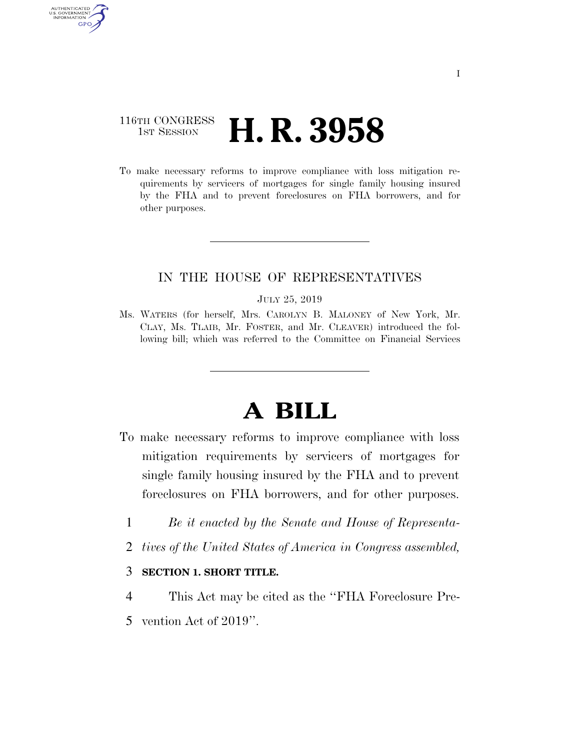116TH CONGRESS
1ST SESSION

# H. R. 3958

To make necessary reforms to improve compliance with loss mitigation requirements by servicers of mortgages for single family housing insured by the FHA and to prevent foreclosures on FHA borrowers, and for other purposes.

---

IN THE HOUSE OF REPRESENTATIVES

JULY 25, 2019

Ms. WATERS (for herself, Mrs. CAROLYN B. MALONEY of New York, Mr. CLAY, Ms. TLAIB, Mr. FOSTER, and Mr. CLEAVER) introduced the following bill; which was referred to the Committee on Financial Services

---

# A BILL

To make necessary reforms to improve compliance with loss mitigation requirements by servicers of mortgages for single family housing insured by the FHA and to prevent foreclosures on FHA borrowers, and for other purposes.

1 *Be it enacted by the Senate and House of Representa-*
2 *tives of the United States of America in Congress assembled,*

3 **SECTION 1. SHORT TITLE.**

4 This Act may be cited as the "FHA Foreclosure Pre-
5 vention Act of 2019".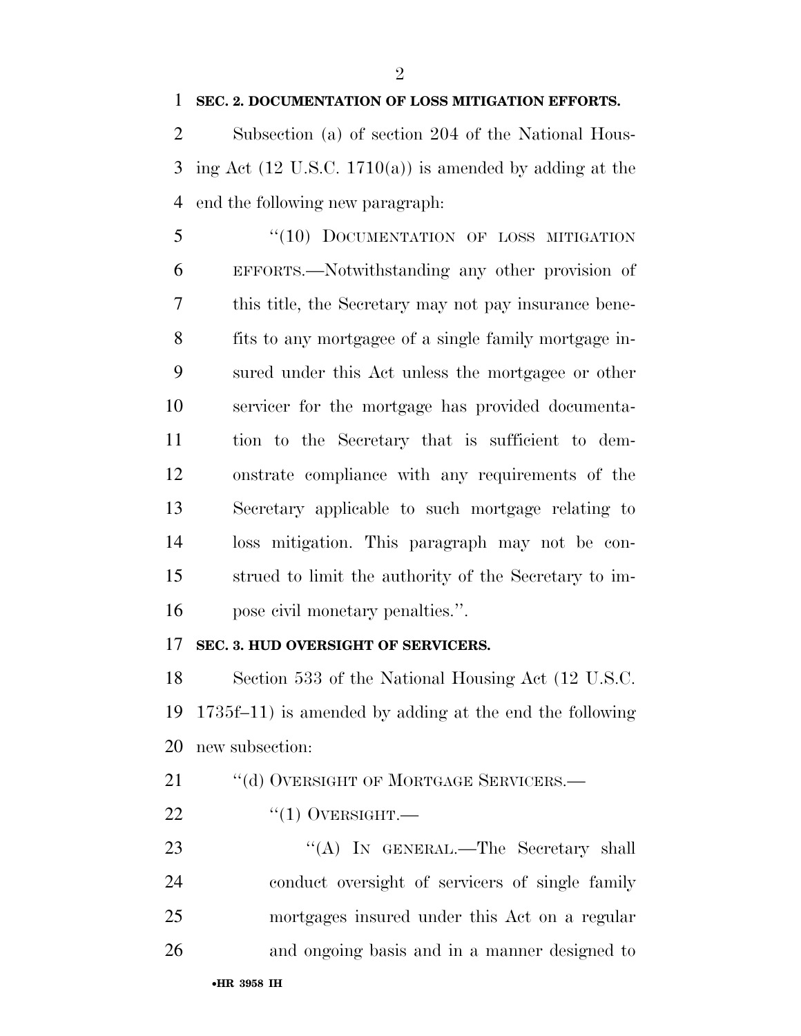**SEC. 2. DOCUMENTATION OF LOSS MITIGATION EFFORTS.**

Subsection (a) of section 204 of the National Housing Act (12 U.S.C. 1710(a)) is amended by adding at the end the following new paragraph:

"(10) DOCUMENTATION OF LOSS MITIGATION EFFORTS.—Notwithstanding any other provision of this title, the Secretary may not pay insurance benefits to any mortgagee of a single family mortgage insured under this Act unless the mortgagee or other servicer for the mortgage has provided documentation to the Secretary that is sufficient to demonstrate compliance with any requirements of the Secretary applicable to such mortgage relating to loss mitigation. This paragraph may not be construed to limit the authority of the Secretary to impose civil monetary penalties.".

**SEC. 3. HUD OVERSIGHT OF SERVICERS.**

Section 533 of the National Housing Act (12 U.S.C. 1735f–11) is amended by adding at the end the following new subsection:

"(d) OVERSIGHT OF MORTGAGE SERVICERS.—

"(1) OVERSIGHT.—

"(A) IN GENERAL.—The Secretary shall conduct oversight of servicers of single family mortgages insured under this Act on a regular and ongoing basis and in a manner designed to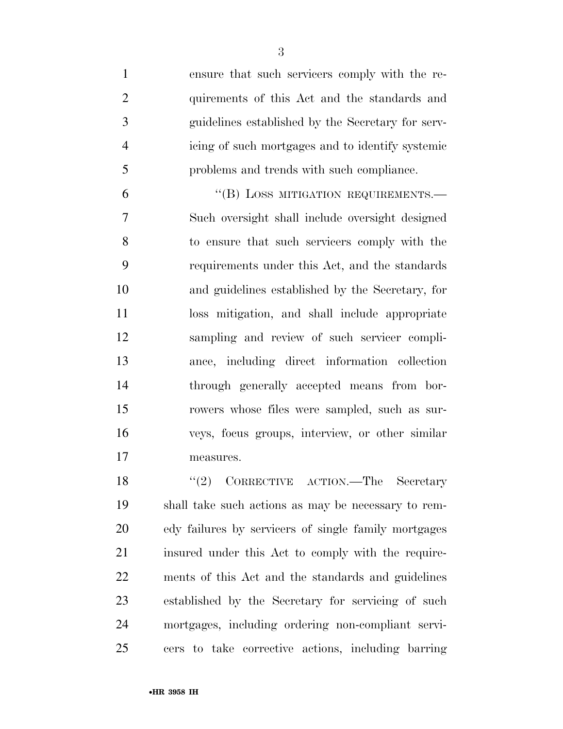ensure that such servicers comply with the requirements of this Act and the standards and guidelines established by the Secretary for servicing of such mortgages and to identify systemic problems and trends with such compliance.

"(B) LOSS MITIGATION REQUIREMENTS.—Such oversight shall include oversight designed to ensure that such servicers comply with the requirements under this Act, and the standards and guidelines established by the Secretary, for loss mitigation, and shall include appropriate sampling and review of such servicer compliance, including direct information collection through generally accepted means from borrowers whose files were sampled, such as surveys, focus groups, interview, or other similar measures.

"(2) CORRECTIVE ACTION.—The Secretary shall take such actions as may be necessary to remedy failures by servicers of single family mortgages insured under this Act to comply with the requirements of this Act and the standards and guidelines established by the Secretary for servicing of such mortgages, including ordering non-compliant servicers to take corrective actions, including barring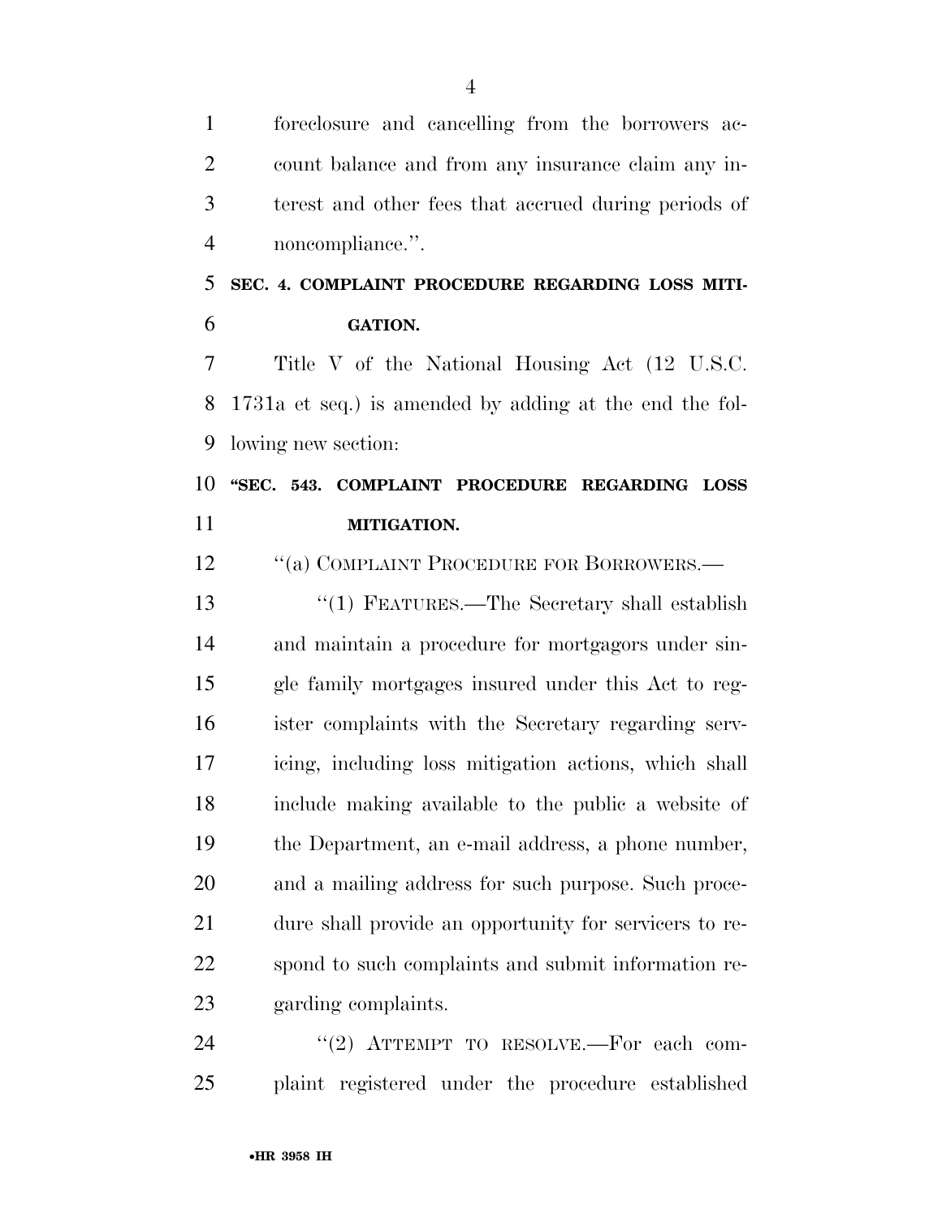foreclosure and cancelling from the borrowers account balance and from any insurance claim any interest and other fees that accrued during periods of noncompliance.''.

**SEC. 4. COMPLAINT PROCEDURE REGARDING LOSS MITIGATION.**

Title V of the National Housing Act (12 U.S.C. 1731a et seq.) is amended by adding at the end the following new section:

**''SEC. 543. COMPLAINT PROCEDURE REGARDING LOSS MITIGATION.**

''(a) COMPLAINT PROCEDURE FOR BORROWERS.—

''(1) FEATURES.—The Secretary shall establish and maintain a procedure for mortgagors under single family mortgages insured under this Act to register complaints with the Secretary regarding servicing, including loss mitigation actions, which shall include making available to the public a website of the Department, an e-mail address, a phone number, and a mailing address for such purpose. Such procedure shall provide an opportunity for servicers to respond to such complaints and submit information regarding complaints.

''(2) ATTEMPT TO RESOLVE.—For each complaint registered under the procedure established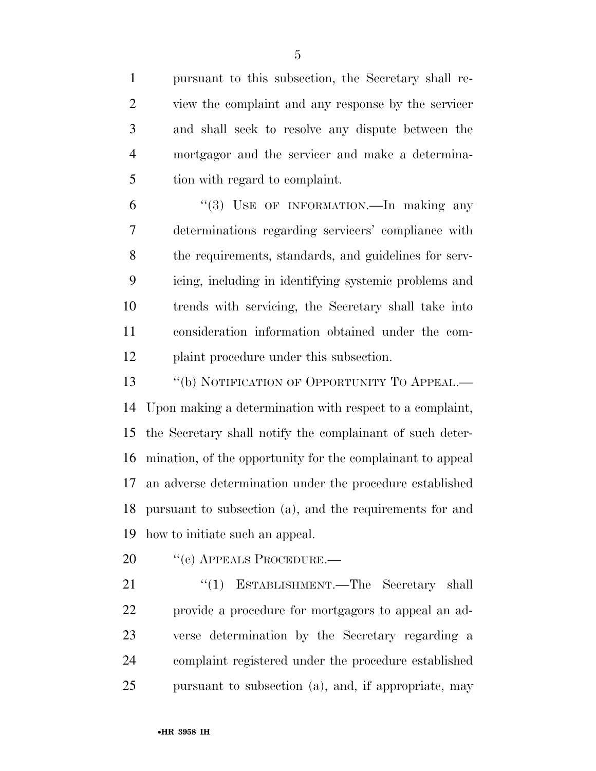pursuant to this subsection, the Secretary shall review the complaint and any response by the servicer and shall seek to resolve any dispute between the mortgagor and the servicer and make a determination with regard to complaint.

"(3) USE OF INFORMATION.—In making any determinations regarding servicers' compliance with the requirements, standards, and guidelines for servicing, including in identifying systemic problems and trends with servicing, the Secretary shall take into consideration information obtained under the complaint procedure under this subsection.

"(b) NOTIFICATION OF OPPORTUNITY TO APPEAL.—Upon making a determination with respect to a complaint, the Secretary shall notify the complainant of such determination, of the opportunity for the complainant to appeal an adverse determination under the procedure established pursuant to subsection (a), and the requirements for and how to initiate such an appeal.

"(c) APPEALS PROCEDURE.—

"(1) ESTABLISHMENT.—The Secretary shall provide a procedure for mortgagors to appeal an adverse determination by the Secretary regarding a complaint registered under the procedure established pursuant to subsection (a), and, if appropriate, may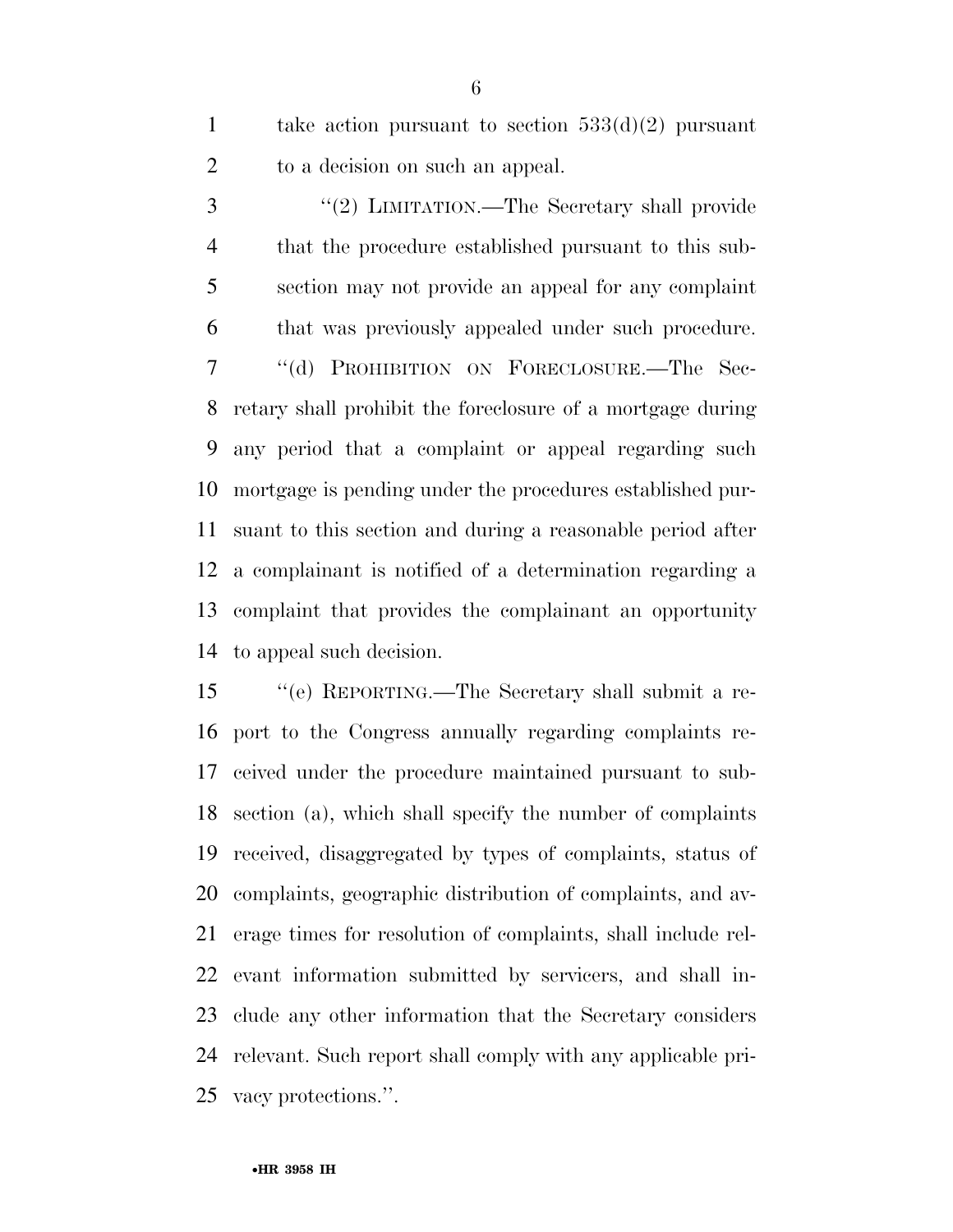take action pursuant to section 533(d)(2) pursuant to a decision on such an appeal.

"(2) LIMITATION.—The Secretary shall provide that the procedure established pursuant to this subsection may not provide an appeal for any complaint that was previously appealed under such procedure.

"(d) PROHIBITION ON FORECLOSURE.—The Secretary shall prohibit the foreclosure of a mortgage during any period that a complaint or appeal regarding such mortgage is pending under the procedures established pursuant to this section and during a reasonable period after a complainant is notified of a determination regarding a complaint that provides the complainant an opportunity to appeal such decision.

"(e) REPORTING.—The Secretary shall submit a report to the Congress annually regarding complaints received under the procedure maintained pursuant to subsection (a), which shall specify the number of complaints received, disaggregated by types of complaints, status of complaints, geographic distribution of complaints, and average times for resolution of complaints, shall include relevant information submitted by servicers, and shall include any other information that the Secretary considers relevant. Such report shall comply with any applicable privacy protections.".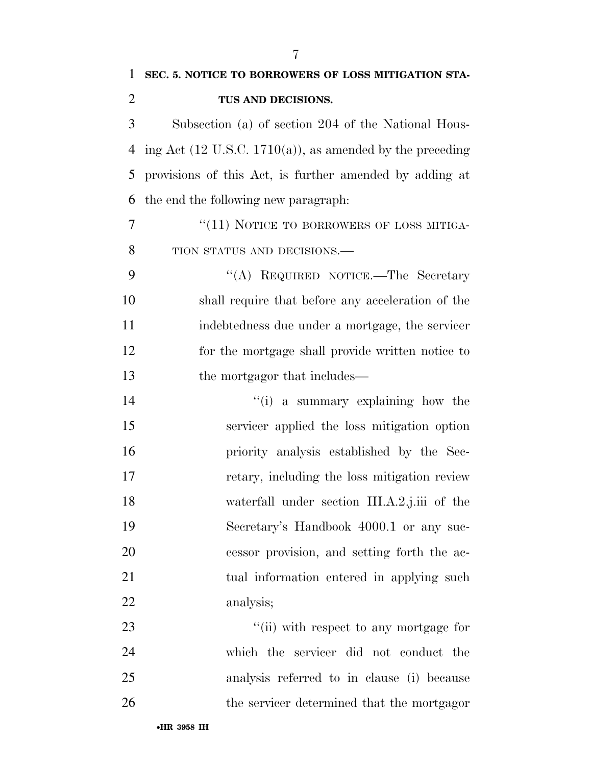**SEC. 5. NOTICE TO BORROWERS OF LOSS MITIGATION STATUS AND DECISIONS.**

Subsection (a) of section 204 of the National Housing Act (12 U.S.C. 1710(a)), as amended by the preceding provisions of this Act, is further amended by adding at the end the following new paragraph:

"(11) NOTICE TO BORROWERS OF LOSS MITIGATION STATUS AND DECISIONS.—

"(A) REQUIRED NOTICE.—The Secretary shall require that before any acceleration of the indebtedness due under a mortgage, the servicer for the mortgage shall provide written notice to the mortgagor that includes—

"(i) a summary explaining how the servicer applied the loss mitigation option priority analysis established by the Secretary, including the loss mitigation review waterfall under section III.A.2.j.iii of the Secretary's Handbook 4000.1 or any successor provision, and setting forth the actual information entered in applying such analysis;

"(ii) with respect to any mortgage for which the servicer did not conduct the analysis referred to in clause (i) because the servicer determined that the mortgagor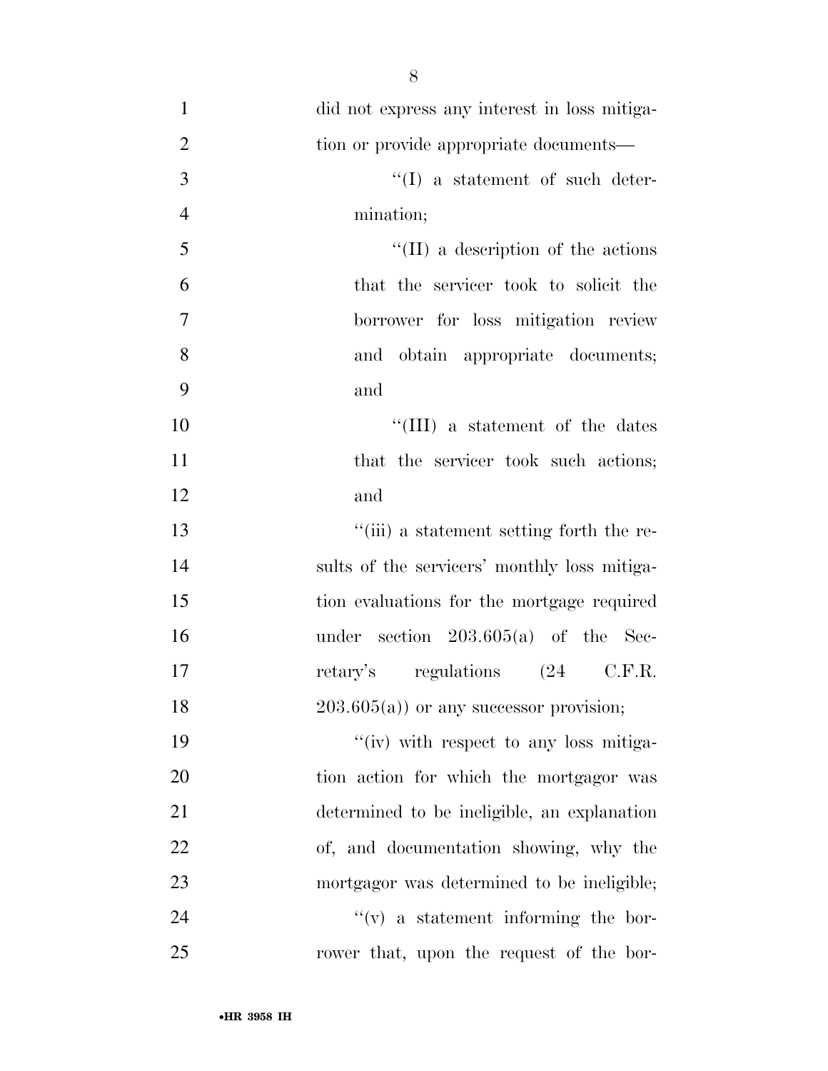did not express any interest in loss mitigation or provide appropriate documents—

''(I) a statement of such determination;

''(II) a description of the actions that the servicer took to solicit the borrower for loss mitigation review and obtain appropriate documents; and

''(III) a statement of the dates that the servicer took such actions; and

''(iii) a statement setting forth the results of the servicers' monthly loss mitigation evaluations for the mortgage required under section 203.605(a) of the Secretary's regulations (24 C.F.R. 203.605(a)) or any successor provision;

''(iv) with respect to any loss mitigation action for which the mortgagor was determined to be ineligible, an explanation of, and documentation showing, why the mortgagor was determined to be ineligible;

''(v) a statement informing the borrower that, upon the request of the bor-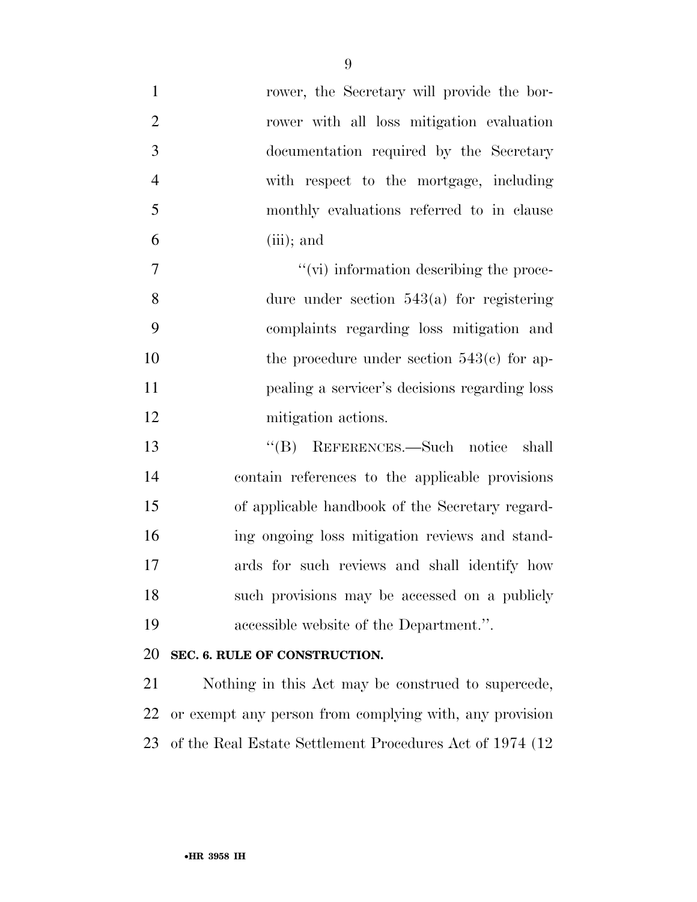rower, the Secretary will provide the borrower with all loss mitigation evaluation documentation required by the Secretary with respect to the mortgage, including monthly evaluations referred to in clause (iii); and

''(vi) information describing the procedure under section 543(a) for registering complaints regarding loss mitigation and the procedure under section 543(c) for appealing a servicer's decisions regarding loss mitigation actions.

''(B) REFERENCES.—Such notice shall contain references to the applicable provisions of applicable handbook of the Secretary regarding ongoing loss mitigation reviews and standards for such reviews and shall identify how such provisions may be accessed on a publicly accessible website of the Department.''.

**SEC. 6. RULE OF CONSTRUCTION.**

Nothing in this Act may be construed to supercede, or exempt any person from complying with, any provision of the Real Estate Settlement Procedures Act of 1974 (12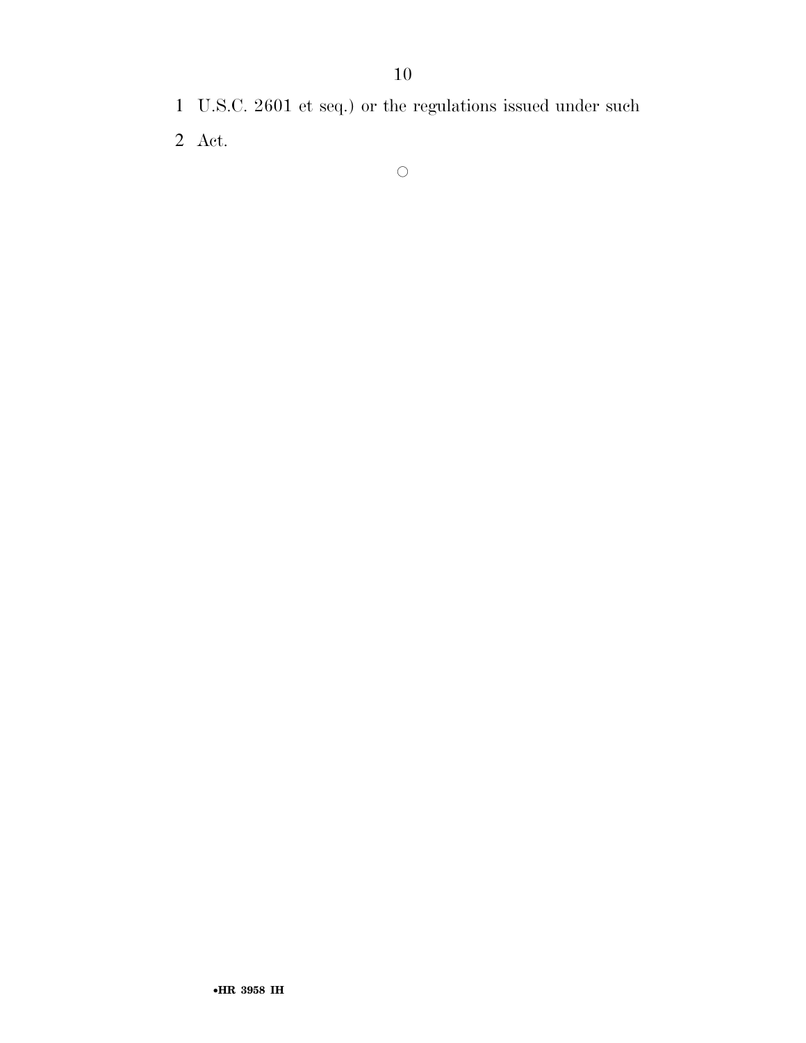U.S.C. 2601 et seq.) or the regulations issued under such Act.

○